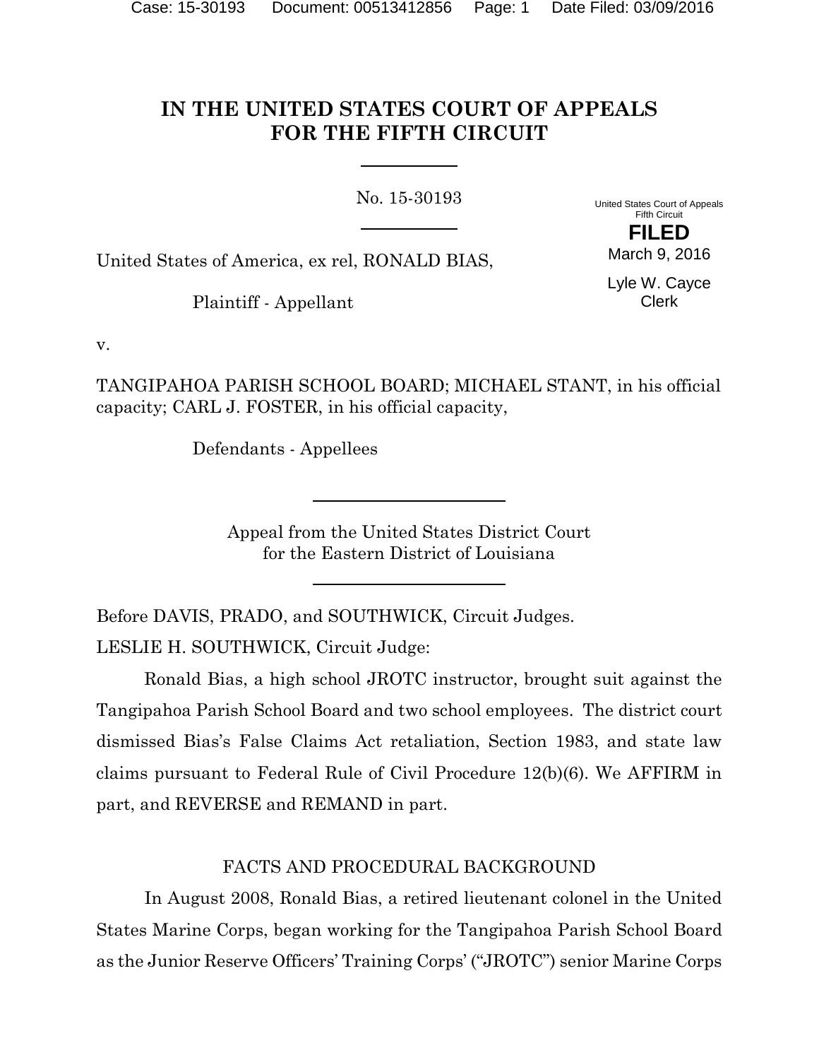# IN THE UNITED STATES COURT OF APPEALS FOR THE FIFTH CIRCUIT

No. 15-30193

United States Court of Appeals
Fifth Circuit

**FILED**

March 9, 2016

Lyle W. Cayce
Clerk

United States of America, ex rel, RONALD BIAS,

Plaintiff - Appellant

v.

TANGIPAHOA PARISH SCHOOL BOARD; MICHAEL STANT, in his official capacity; CARL J. FOSTER, in his official capacity,

Defendants - Appellees

Appeal from the United States District Court for the Eastern District of Louisiana

Before DAVIS, PRADO, and SOUTHWICK, Circuit Judges.

LESLIE H. SOUTHWICK, Circuit Judge:

Ronald Bias, a high school JROTC instructor, brought suit against the Tangipahoa Parish School Board and two school employees. The district court dismissed Bias's False Claims Act retaliation, Section 1983, and state law claims pursuant to Federal Rule of Civil Procedure 12(b)(6). We AFFIRM in part, and REVERSE and REMAND in part.

## FACTS AND PROCEDURAL BACKGROUND

In August 2008, Ronald Bias, a retired lieutenant colonel in the United States Marine Corps, began working for the Tangipahoa Parish School Board as the Junior Reserve Officers' Training Corps' ("JROTC") senior Marine Corps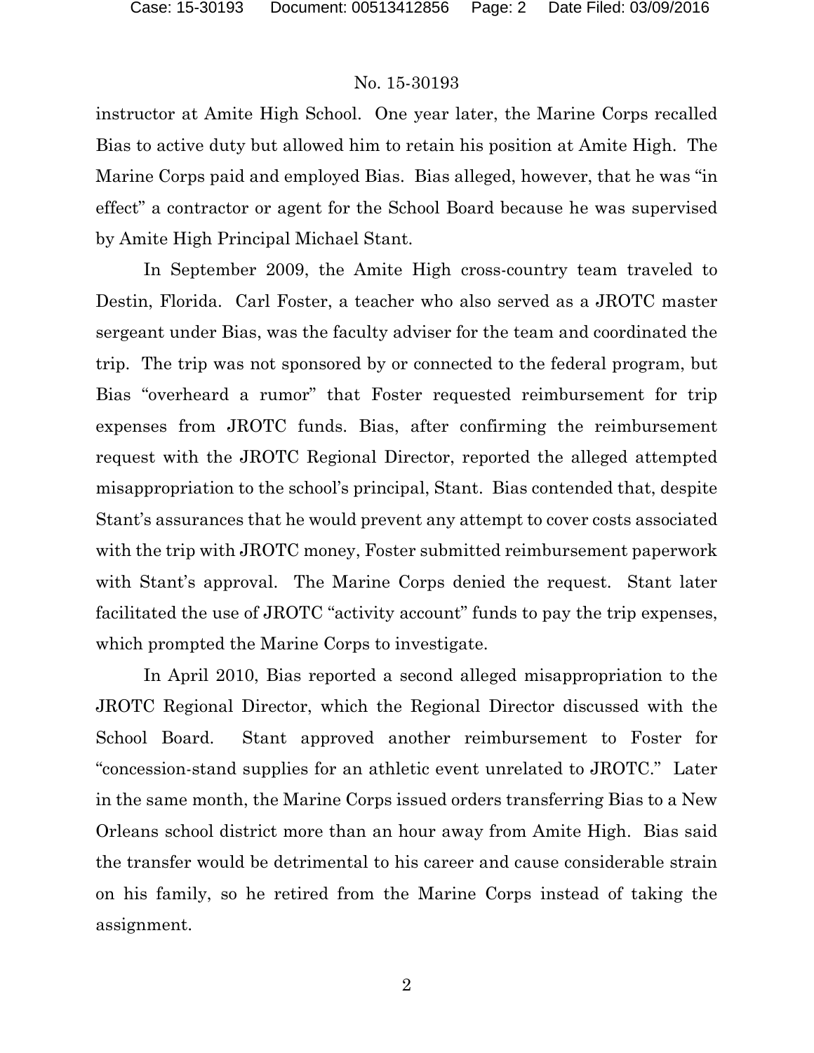instructor at Amite High School. One year later, the Marine Corps recalled Bias to active duty but allowed him to retain his position at Amite High. The Marine Corps paid and employed Bias. Bias alleged, however, that he was "in effect" a contractor or agent for the School Board because he was supervised by Amite High Principal Michael Stant.

In September 2009, the Amite High cross-country team traveled to Destin, Florida. Carl Foster, a teacher who also served as a JROTC master sergeant under Bias, was the faculty adviser for the team and coordinated the trip. The trip was not sponsored by or connected to the federal program, but Bias "overheard a rumor" that Foster requested reimbursement for trip expenses from JROTC funds. Bias, after confirming the reimbursement request with the JROTC Regional Director, reported the alleged attempted misappropriation to the school's principal, Stant. Bias contended that, despite Stant's assurances that he would prevent any attempt to cover costs associated with the trip with JROTC money, Foster submitted reimbursement paperwork with Stant's approval. The Marine Corps denied the request. Stant later facilitated the use of JROTC "activity account" funds to pay the trip expenses, which prompted the Marine Corps to investigate.

In April 2010, Bias reported a second alleged misappropriation to the JROTC Regional Director, which the Regional Director discussed with the School Board. Stant approved another reimbursement to Foster for "concession-stand supplies for an athletic event unrelated to JROTC." Later in the same month, the Marine Corps issued orders transferring Bias to a New Orleans school district more than an hour away from Amite High. Bias said the transfer would be detrimental to his career and cause considerable strain on his family, so he retired from the Marine Corps instead of taking the assignment.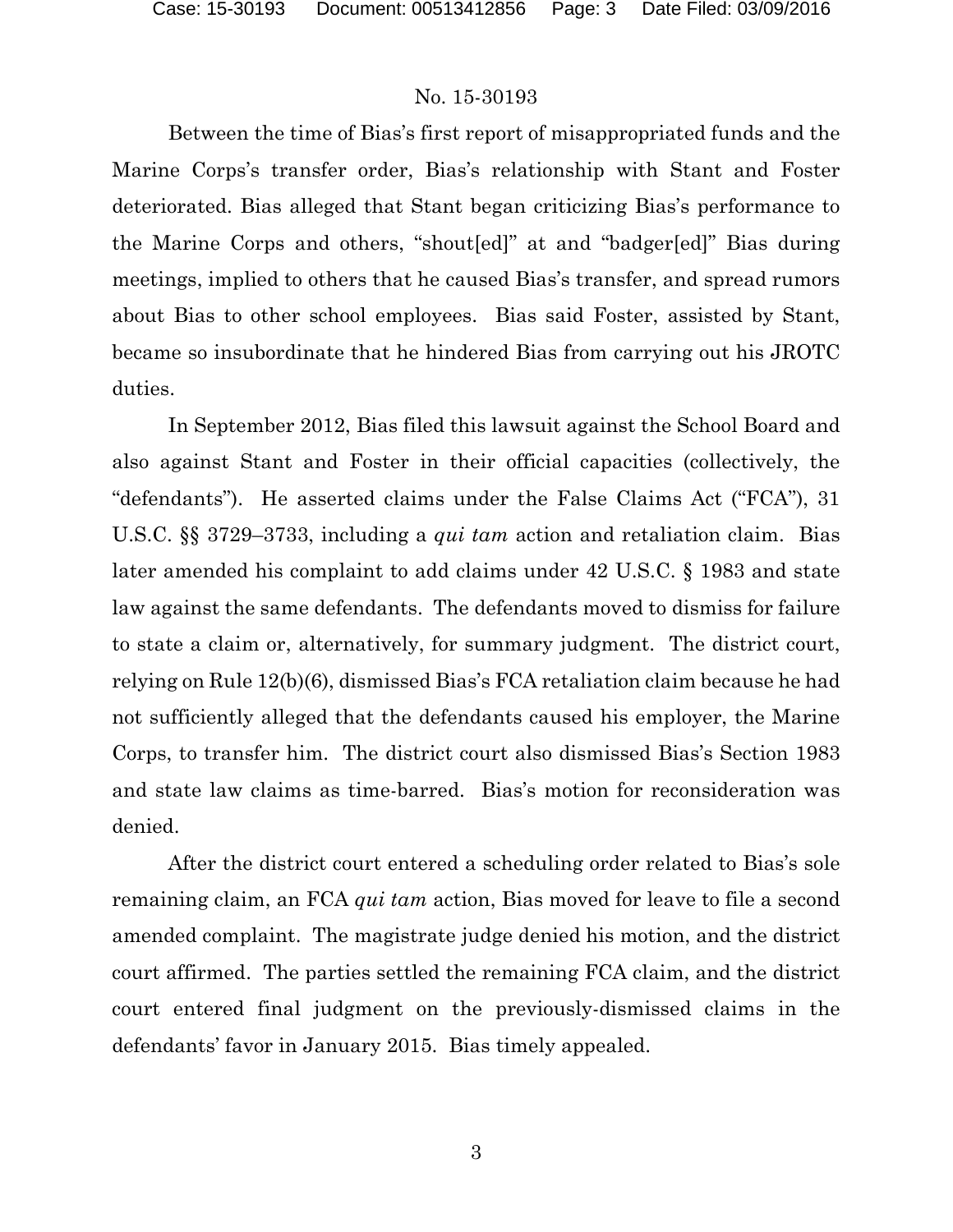Between the time of Bias's first report of misappropriated funds and the Marine Corps's transfer order, Bias's relationship with Stant and Foster deteriorated. Bias alleged that Stant began criticizing Bias's performance to the Marine Corps and others, "shout[ed]" at and "badger[ed]" Bias during meetings, implied to others that he caused Bias's transfer, and spread rumors about Bias to other school employees. Bias said Foster, assisted by Stant, became so insubordinate that he hindered Bias from carrying out his JROTC duties.

In September 2012, Bias filed this lawsuit against the School Board and also against Stant and Foster in their official capacities (collectively, the "defendants"). He asserted claims under the False Claims Act ("FCA"), 31 U.S.C. §§ 3729–3733, including a *qui tam* action and retaliation claim. Bias later amended his complaint to add claims under 42 U.S.C. § 1983 and state law against the same defendants. The defendants moved to dismiss for failure to state a claim or, alternatively, for summary judgment. The district court, relying on Rule 12(b)(6), dismissed Bias's FCA retaliation claim because he had not sufficiently alleged that the defendants caused his employer, the Marine Corps, to transfer him. The district court also dismissed Bias's Section 1983 and state law claims as time-barred. Bias's motion for reconsideration was denied.

After the district court entered a scheduling order related to Bias's sole remaining claim, an FCA *qui tam* action, Bias moved for leave to file a second amended complaint. The magistrate judge denied his motion, and the district court affirmed. The parties settled the remaining FCA claim, and the district court entered final judgment on the previously-dismissed claims in the defendants' favor in January 2015. Bias timely appealed.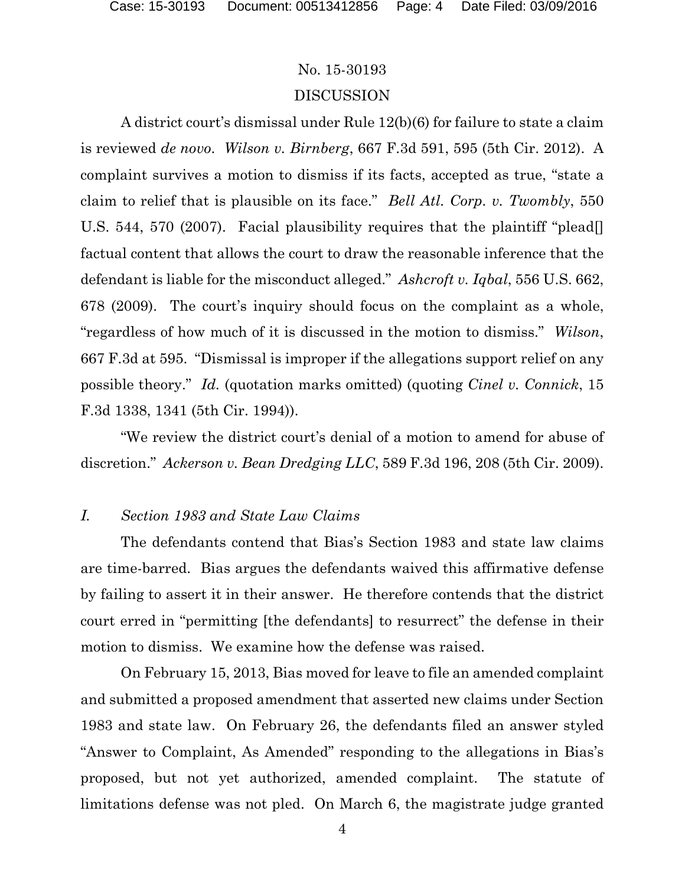No. 15-30193

DISCUSSION

A district court's dismissal under Rule 12(b)(6) for failure to state a claim is reviewed *de novo*. *Wilson v. Birnberg*, 667 F.3d 591, 595 (5th Cir. 2012). A complaint survives a motion to dismiss if its facts, accepted as true, "state a claim to relief that is plausible on its face." *Bell Atl. Corp. v. Twombly*, 550 U.S. 544, 570 (2007). Facial plausibility requires that the plaintiff "plead[] factual content that allows the court to draw the reasonable inference that the defendant is liable for the misconduct alleged." *Ashcroft v. Iqbal*, 556 U.S. 662, 678 (2009). The court's inquiry should focus on the complaint as a whole, "regardless of how much of it is discussed in the motion to dismiss." *Wilson*, 667 F.3d at 595. "Dismissal is improper if the allegations support relief on any possible theory." *Id.* (quotation marks omitted) (quoting *Cinel v. Connick*, 15 F.3d 1338, 1341 (5th Cir. 1994)).

"We review the district court's denial of a motion to amend for abuse of discretion." *Ackerson v. Bean Dredging LLC*, 589 F.3d 196, 208 (5th Cir. 2009).

*I. Section 1983 and State Law Claims*

The defendants contend that Bias's Section 1983 and state law claims are time-barred. Bias argues the defendants waived this affirmative defense by failing to assert it in their answer. He therefore contends that the district court erred in "permitting [the defendants] to resurrect" the defense in their motion to dismiss. We examine how the defense was raised.

On February 15, 2013, Bias moved for leave to file an amended complaint and submitted a proposed amendment that asserted new claims under Section 1983 and state law. On February 26, the defendants filed an answer styled "Answer to Complaint, As Amended" responding to the allegations in Bias's proposed, but not yet authorized, amended complaint. The statute of limitations defense was not pled. On March 6, the magistrate judge granted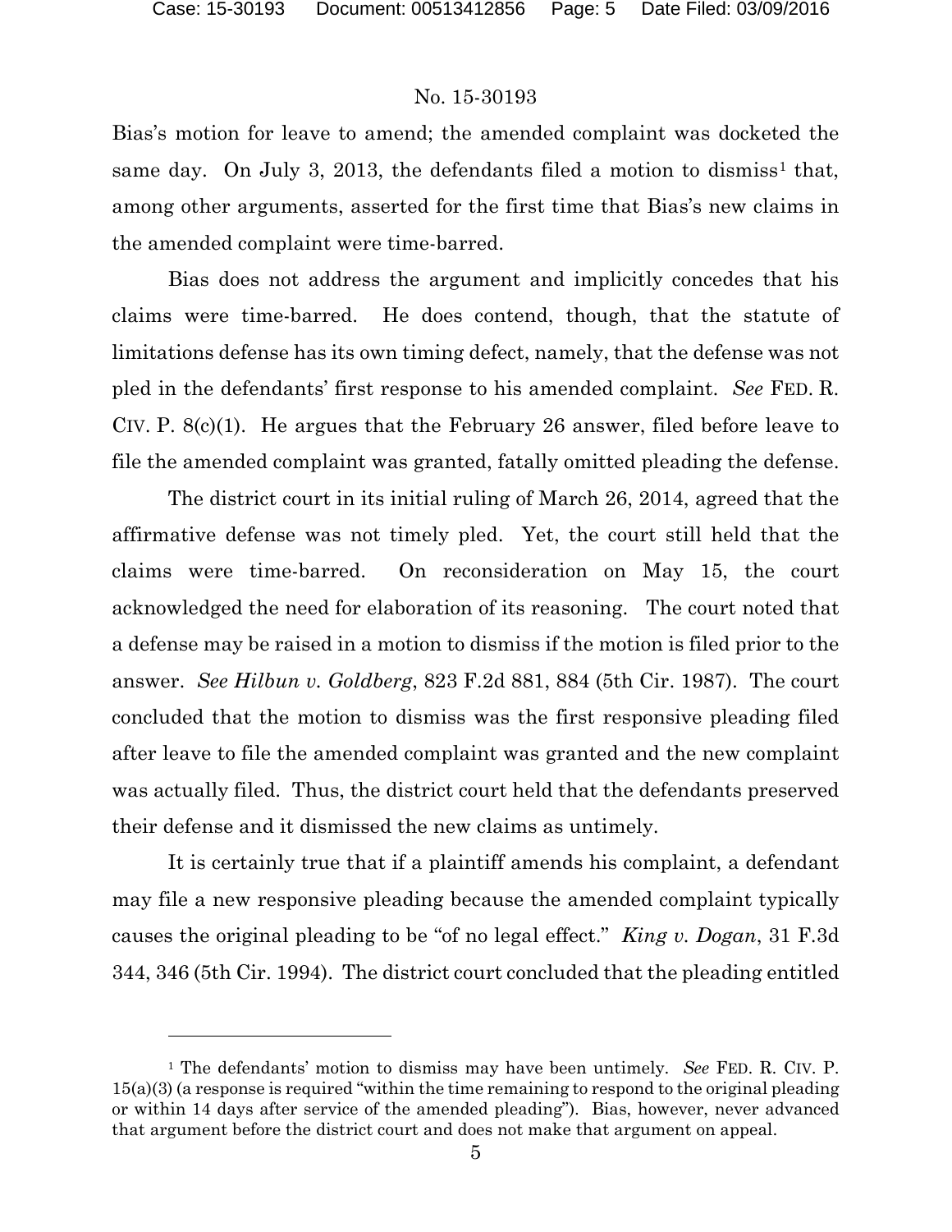Bias's motion for leave to amend; the amended complaint was docketed the same day. On July 3, 2013, the defendants filed a motion to dismiss[1] that, among other arguments, asserted for the first time that Bias's new claims in the amended complaint were time-barred.

Bias does not address the argument and implicitly concedes that his claims were time-barred. He does contend, though, that the statute of limitations defense has its own timing defect, namely, that the defense was not pled in the defendants' first response to his amended complaint. *See* FED. R. CIV. P. 8(c)(1). He argues that the February 26 answer, filed before leave to file the amended complaint was granted, fatally omitted pleading the defense.

The district court in its initial ruling of March 26, 2014, agreed that the affirmative defense was not timely pled. Yet, the court still held that the claims were time-barred. On reconsideration on May 15, the court acknowledged the need for elaboration of its reasoning. The court noted that a defense may be raised in a motion to dismiss if the motion is filed prior to the answer. *See Hilbun v. Goldberg*, 823 F.2d 881, 884 (5th Cir. 1987). The court concluded that the motion to dismiss was the first responsive pleading filed after leave to file the amended complaint was granted and the new complaint was actually filed. Thus, the district court held that the defendants preserved their defense and it dismissed the new claims as untimely.

It is certainly true that if a plaintiff amends his complaint, a defendant may file a new responsive pleading because the amended complaint typically causes the original pleading to be "of no legal effect." *King v. Dogan*, 31 F.3d 344, 346 (5th Cir. 1994). The district court concluded that the pleading entitled

---

[1] The defendants' motion to dismiss may have been untimely. *See* FED. R. CIV. P. 15(a)(3) (a response is required "within the time remaining to respond to the original pleading or within 14 days after service of the amended pleading"). Bias, however, never advanced that argument before the district court and does not make that argument on appeal.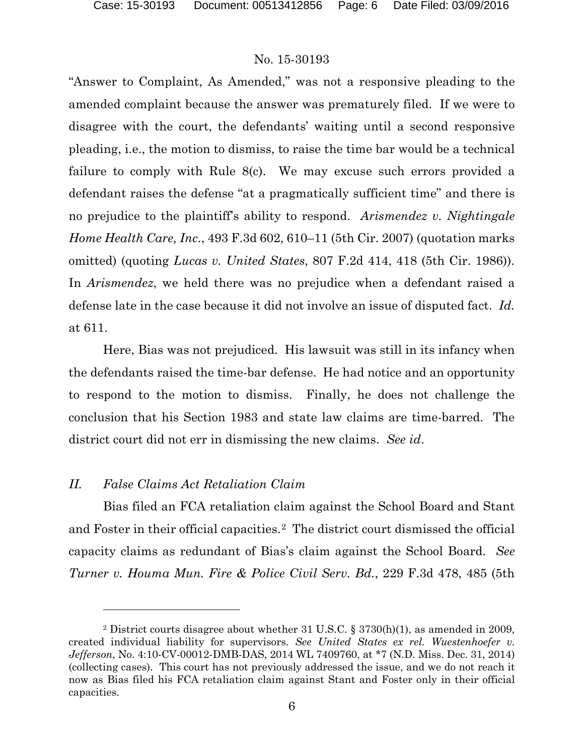"Answer to Complaint, As Amended," was not a responsive pleading to the amended complaint because the answer was prematurely filed. If we were to disagree with the court, the defendants' waiting until a second responsive pleading, i.e., the motion to dismiss, to raise the time bar would be a technical failure to comply with Rule 8(c). We may excuse such errors provided a defendant raises the defense "at a pragmatically sufficient time" and there is no prejudice to the plaintiff's ability to respond. *Arismendez v. Nightingale Home Health Care, Inc.*, 493 F.3d 602, 610–11 (5th Cir. 2007) (quotation marks omitted) (quoting *Lucas v. United States*, 807 F.2d 414, 418 (5th Cir. 1986)). In *Arismendez*, we held there was no prejudice when a defendant raised a defense late in the case because it did not involve an issue of disputed fact. *Id.* at 611.

Here, Bias was not prejudiced. His lawsuit was still in its infancy when the defendants raised the time-bar defense. He had notice and an opportunity to respond to the motion to dismiss. Finally, he does not challenge the conclusion that his Section 1983 and state law claims are time-barred. The district court did not err in dismissing the new claims. *See id*.

## *II. False Claims Act Retaliation Claim*

Bias filed an FCA retaliation claim against the School Board and Stant and Foster in their official capacities.[2] The district court dismissed the official capacity claims as redundant of Bias's claim against the School Board. *See Turner v. Houma Mun. Fire & Police Civil Serv. Bd.*, 229 F.3d 478, 485 (5th

---

[2] District courts disagree about whether 31 U.S.C. § 3730(h)(1), as amended in 2009, created individual liability for supervisors. *See United States ex rel. Wuestenhoefer v. Jefferson*, No. 4:10-CV-00012-DMB-DAS, 2014 WL 7409760, at *7 (N.D. Miss. Dec. 31, 2014) (collecting cases). This court has not previously addressed the issue, and we do not reach it now as Bias filed his FCA retaliation claim against Stant and Foster only in their official capacities.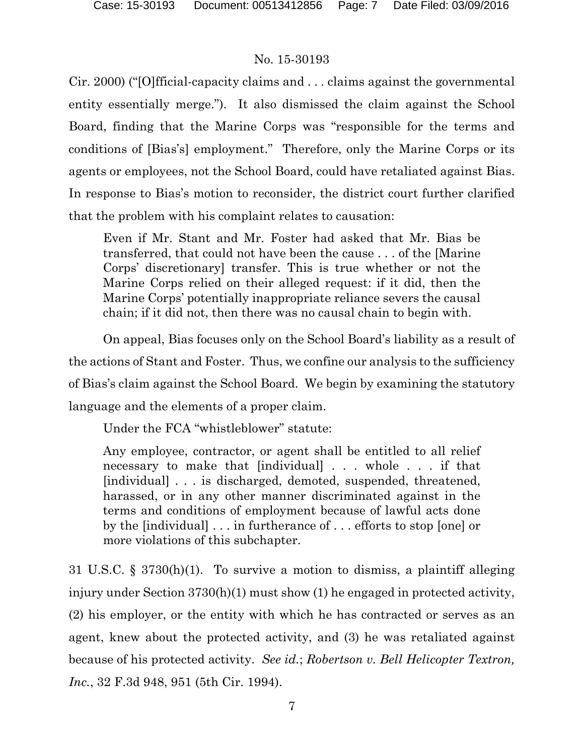Cir. 2000) ("[O]fficial-capacity claims and . . . claims against the governmental entity essentially merge."). It also dismissed the claim against the School Board, finding that the Marine Corps was "responsible for the terms and conditions of [Bias's] employment." Therefore, only the Marine Corps or its agents or employees, not the School Board, could have retaliated against Bias. In response to Bias's motion to reconsider, the district court further clarified that the problem with his complaint relates to causation:

> Even if Mr. Stant and Mr. Foster had asked that Mr. Bias be transferred, that could not have been the cause . . . of the [Marine Corps' discretionary] transfer. This is true whether or not the Marine Corps relied on their alleged request: if it did, then the Marine Corps' potentially inappropriate reliance severs the causal chain; if it did not, then there was no causal chain to begin with.

On appeal, Bias focuses only on the School Board's liability as a result of the actions of Stant and Foster. Thus, we confine our analysis to the sufficiency of Bias's claim against the School Board. We begin by examining the statutory language and the elements of a proper claim.

Under the FCA "whistleblower" statute:

> Any employee, contractor, or agent shall be entitled to all relief necessary to make that [individual] . . . whole . . . if that [individual] . . . is discharged, demoted, suspended, threatened, harassed, or in any other manner discriminated against in the terms and conditions of employment because of lawful acts done by the [individual] . . . in furtherance of . . . efforts to stop [one] or more violations of this subchapter.

31 U.S.C. § 3730(h)(1). To survive a motion to dismiss, a plaintiff alleging injury under Section 3730(h)(1) must show (1) he engaged in protected activity, (2) his employer, or the entity with which he has contracted or serves as an agent, knew about the protected activity, and (3) he was retaliated against because of his protected activity. *See id.*; *Robertson v. Bell Helicopter Textron, Inc.*, 32 F.3d 948, 951 (5th Cir. 1994).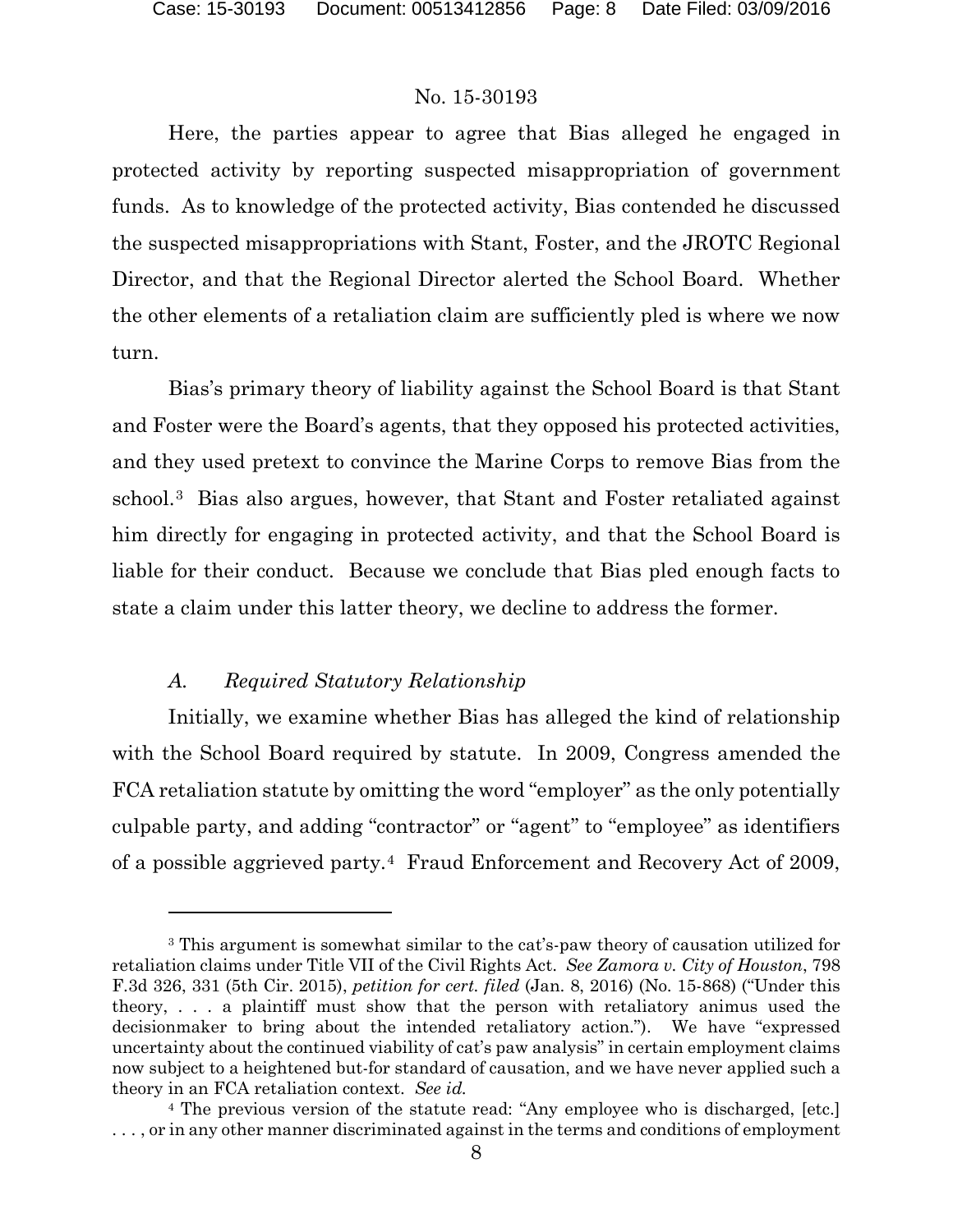Here, the parties appear to agree that Bias alleged he engaged in protected activity by reporting suspected misappropriation of government funds. As to knowledge of the protected activity, Bias contended he discussed the suspected misappropriations with Stant, Foster, and the JROTC Regional Director, and that the Regional Director alerted the School Board. Whether the other elements of a retaliation claim are sufficiently pled is where we now turn.

Bias's primary theory of liability against the School Board is that Stant and Foster were the Board's agents, that they opposed his protected activities, and they used pretext to convince the Marine Corps to remove Bias from the school.[3] Bias also argues, however, that Stant and Foster retaliated against him directly for engaging in protected activity, and that the School Board is liable for their conduct. Because we conclude that Bias pled enough facts to state a claim under this latter theory, we decline to address the former.

### *A. Required Statutory Relationship*

Initially, we examine whether Bias has alleged the kind of relationship with the School Board required by statute. In 2009, Congress amended the FCA retaliation statute by omitting the word "employer" as the only potentially culpable party, and adding "contractor" or "agent" to "employee" as identifiers of a possible aggrieved party.[4] Fraud Enforcement and Recovery Act of 2009,

---

[3] This argument is somewhat similar to the cat's-paw theory of causation utilized for retaliation claims under Title VII of the Civil Rights Act. *See Zamora v. City of Houston*, 798 F.3d 326, 331 (5th Cir. 2015), *petition for cert. filed* (Jan. 8, 2016) (No. 15-868) ("Under this theory, . . . a plaintiff must show that the person with retaliatory animus used the decisionmaker to bring about the intended retaliatory action."). We have "expressed uncertainty about the continued viability of cat's paw analysis" in certain employment claims now subject to a heightened but-for standard of causation, and we have never applied such a theory in an FCA retaliation context. *See id.*

[4] The previous version of the statute read: "Any employee who is discharged, [etc.] . . . , or in any other manner discriminated against in the terms and conditions of employment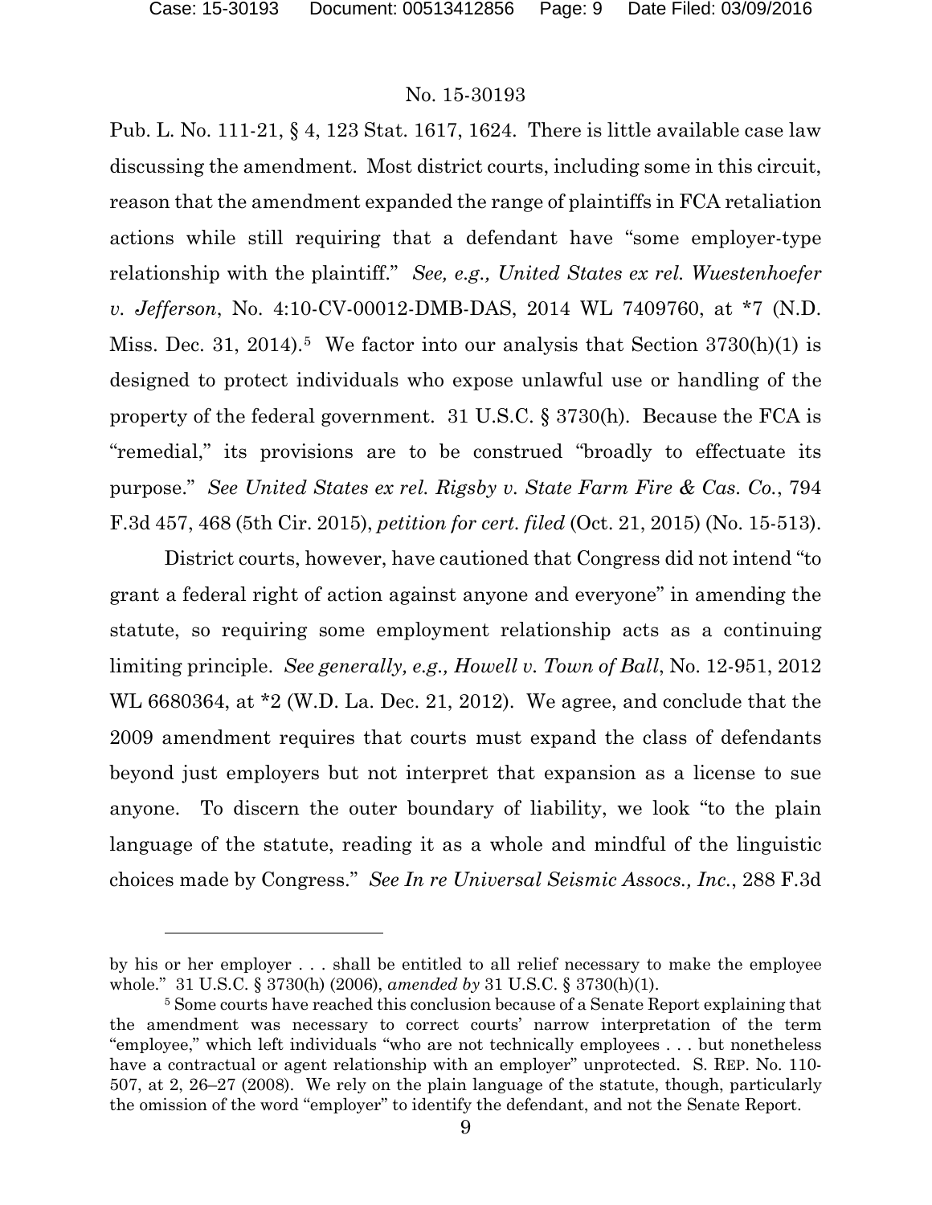Pub. L. No. 111-21, § 4, 123 Stat. 1617, 1624. There is little available case law discussing the amendment. Most district courts, including some in this circuit, reason that the amendment expanded the range of plaintiffs in FCA retaliation actions while still requiring that a defendant have "some employer-type relationship with the plaintiff." *See, e.g., United States ex rel. Wuestenhoefer v. Jefferson*, No. 4:10-CV-00012-DMB-DAS, 2014 WL 7409760, at *7 (N.D. Miss. Dec. 31, 2014).[5] We factor into our analysis that Section 3730(h)(1) is designed to protect individuals who expose unlawful use or handling of the property of the federal government. 31 U.S.C. § 3730(h). Because the FCA is "remedial," its provisions are to be construed "broadly to effectuate its purpose." *See United States ex rel. Rigsby v. State Farm Fire & Cas. Co.*, 794 F.3d 457, 468 (5th Cir. 2015), *petition for cert. filed* (Oct. 21, 2015) (No. 15-513).

District courts, however, have cautioned that Congress did not intend "to grant a federal right of action against anyone and everyone" in amending the statute, so requiring some employment relationship acts as a continuing limiting principle. *See generally, e.g., Howell v. Town of Ball*, No. 12-951, 2012 WL 6680364, at *2 (W.D. La. Dec. 21, 2012). We agree, and conclude that the 2009 amendment requires that courts must expand the class of defendants beyond just employers but not interpret that expansion as a license to sue anyone. To discern the outer boundary of liability, we look "to the plain language of the statute, reading it as a whole and mindful of the linguistic choices made by Congress." *See In re Universal Seismic Assocs., Inc.*, 288 F.3d

---

by his or her employer . . . shall be entitled to all relief necessary to make the employee whole." 31 U.S.C. § 3730(h) (2006), *amended by* 31 U.S.C. § 3730(h)(1).

[5] Some courts have reached this conclusion because of a Senate Report explaining that the amendment was necessary to correct courts' narrow interpretation of the term "employee," which left individuals "who are not technically employees . . . but nonetheless have a contractual or agent relationship with an employer" unprotected. S. REP. No. 110-507, at 2, 26–27 (2008). We rely on the plain language of the statute, though, particularly the omission of the word "employer" to identify the defendant, and not the Senate Report.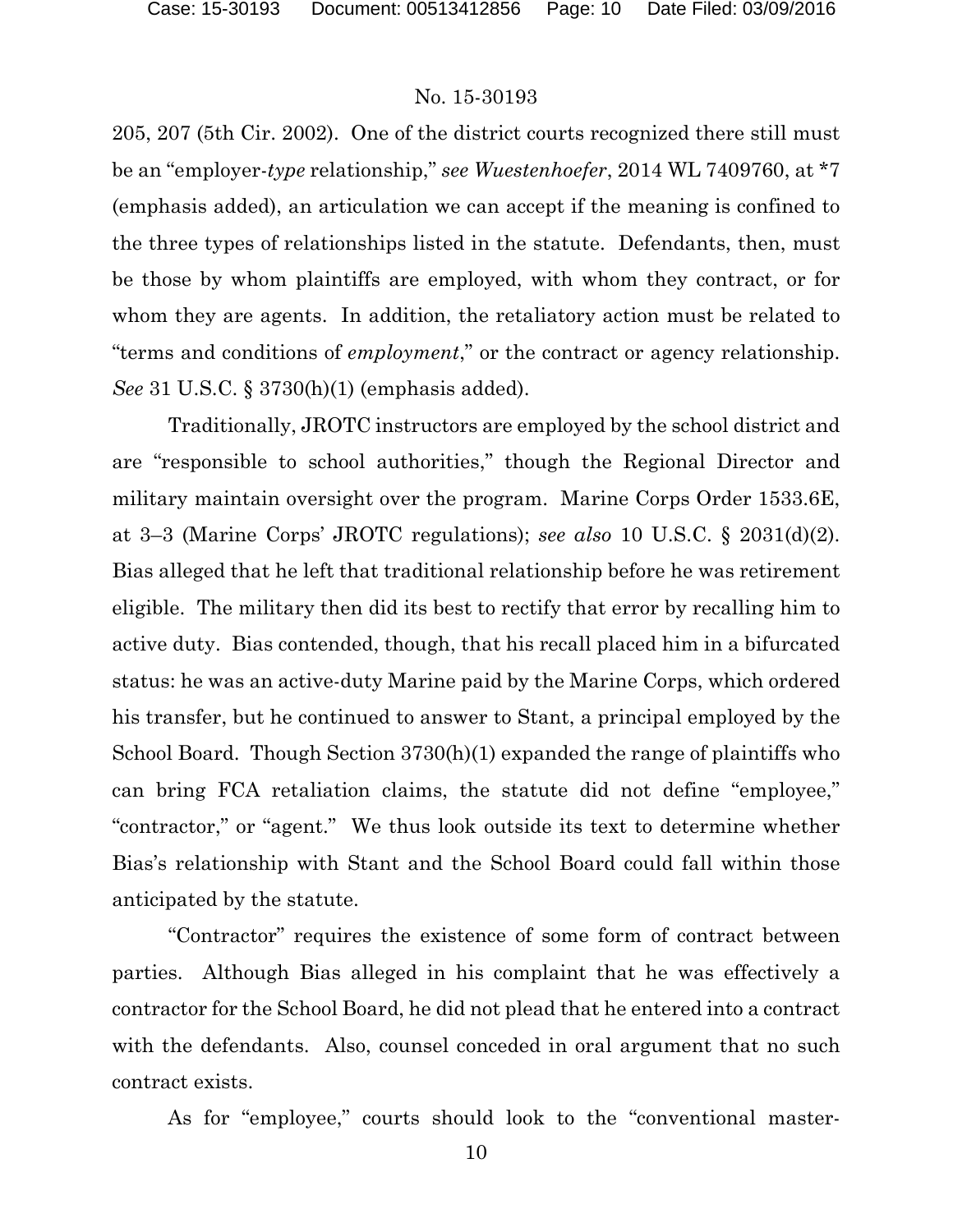205, 207 (5th Cir. 2002). One of the district courts recognized there still must be an "employer-*type* relationship," *see Wuestenhoefer*, 2014 WL 7409760, at *7 (emphasis added), an articulation we can accept if the meaning is confined to the three types of relationships listed in the statute. Defendants, then, must be those by whom plaintiffs are employed, with whom they contract, or for whom they are agents. In addition, the retaliatory action must be related to "terms and conditions of *employment*," or the contract or agency relationship. *See* 31 U.S.C. § 3730(h)(1) (emphasis added).

Traditionally, JROTC instructors are employed by the school district and are "responsible to school authorities," though the Regional Director and military maintain oversight over the program. Marine Corps Order 1533.6E, at 3–3 (Marine Corps' JROTC regulations); *see also* 10 U.S.C. § 2031(d)(2). Bias alleged that he left that traditional relationship before he was retirement eligible. The military then did its best to rectify that error by recalling him to active duty. Bias contended, though, that his recall placed him in a bifurcated status: he was an active-duty Marine paid by the Marine Corps, which ordered his transfer, but he continued to answer to Stant, a principal employed by the School Board. Though Section 3730(h)(1) expanded the range of plaintiffs who can bring FCA retaliation claims, the statute did not define "employee," "contractor," or "agent." We thus look outside its text to determine whether Bias's relationship with Stant and the School Board could fall within those anticipated by the statute.

"Contractor" requires the existence of some form of contract between parties. Although Bias alleged in his complaint that he was effectively a contractor for the School Board, he did not plead that he entered into a contract with the defendants. Also, counsel conceded in oral argument that no such contract exists.

As for "employee," courts should look to the "conventional master-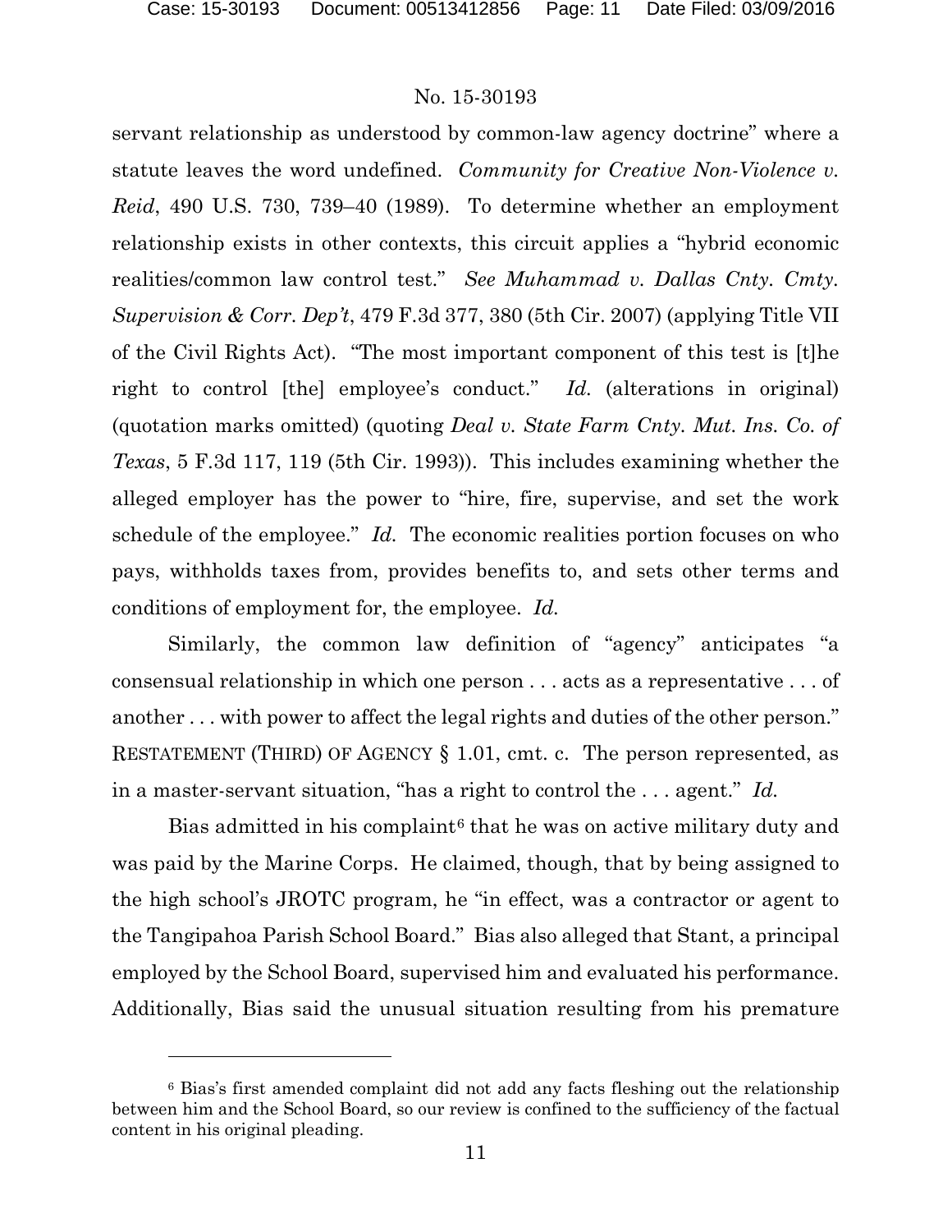servant relationship as understood by common-law agency doctrine" where a statute leaves the word undefined. *Community for Creative Non-Violence v. Reid*, 490 U.S. 730, 739–40 (1989). To determine whether an employment relationship exists in other contexts, this circuit applies a "hybrid economic realities/common law control test." *See Muhammad v. Dallas Cnty. Cmty. Supervision & Corr. Dep't*, 479 F.3d 377, 380 (5th Cir. 2007) (applying Title VII of the Civil Rights Act). "The most important component of this test is [t]he right to control [the] employee's conduct." *Id.* (alterations in original) (quotation marks omitted) (quoting *Deal v. State Farm Cnty. Mut. Ins. Co. of Texas*, 5 F.3d 117, 119 (5th Cir. 1993)). This includes examining whether the alleged employer has the power to "hire, fire, supervise, and set the work schedule of the employee." *Id.* The economic realities portion focuses on who pays, withholds taxes from, provides benefits to, and sets other terms and conditions of employment for, the employee. *Id.*

Similarly, the common law definition of "agency" anticipates "a consensual relationship in which one person . . . acts as a representative . . . of another . . . with power to affect the legal rights and duties of the other person." RESTATEMENT (THIRD) OF AGENCY § 1.01, cmt. c. The person represented, as in a master-servant situation, "has a right to control the . . . agent." *Id.*

Bias admitted in his complaint[6] that he was on active military duty and was paid by the Marine Corps. He claimed, though, that by being assigned to the high school's JROTC program, he "in effect, was a contractor or agent to the Tangipahoa Parish School Board." Bias also alleged that Stant, a principal employed by the School Board, supervised him and evaluated his performance. Additionally, Bias said the unusual situation resulting from his premature

[6] Bias's first amended complaint did not add any facts fleshing out the relationship between him and the School Board, so our review is confined to the sufficiency of the factual content in his original pleading.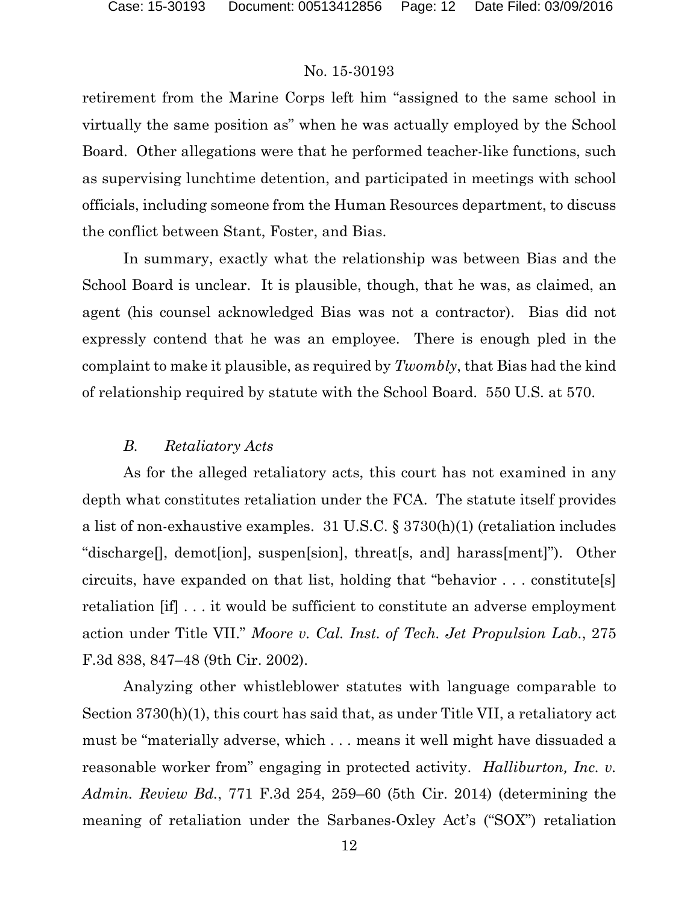retirement from the Marine Corps left him "assigned to the same school in virtually the same position as" when he was actually employed by the School Board. Other allegations were that he performed teacher-like functions, such as supervising lunchtime detention, and participated in meetings with school officials, including someone from the Human Resources department, to discuss the conflict between Stant, Foster, and Bias.

In summary, exactly what the relationship was between Bias and the School Board is unclear. It is plausible, though, that he was, as claimed, an agent (his counsel acknowledged Bias was not a contractor). Bias did not expressly contend that he was an employee. There is enough pled in the complaint to make it plausible, as required by *Twombly*, that Bias had the kind of relationship required by statute with the School Board. 550 U.S. at 570.

### *B. Retaliatory Acts*

As for the alleged retaliatory acts, this court has not examined in any depth what constitutes retaliation under the FCA. The statute itself provides a list of non-exhaustive examples. 31 U.S.C. § 3730(h)(1) (retaliation includes "discharge[], demot[ion], suspen[sion], threat[s, and] harass[ment]"). Other circuits, have expanded on that list, holding that "behavior . . . constitute[s] retaliation [if] . . . it would be sufficient to constitute an adverse employment action under Title VII." *Moore v. Cal. Inst. of Tech. Jet Propulsion Lab.*, 275 F.3d 838, 847–48 (9th Cir. 2002).

Analyzing other whistleblower statutes with language comparable to Section 3730(h)(1), this court has said that, as under Title VII, a retaliatory act must be "materially adverse, which . . . means it well might have dissuaded a reasonable worker from" engaging in protected activity. *Halliburton, Inc. v. Admin. Review Bd.*, 771 F.3d 254, 259–60 (5th Cir. 2014) (determining the meaning of retaliation under the Sarbanes-Oxley Act's ("SOX") retaliation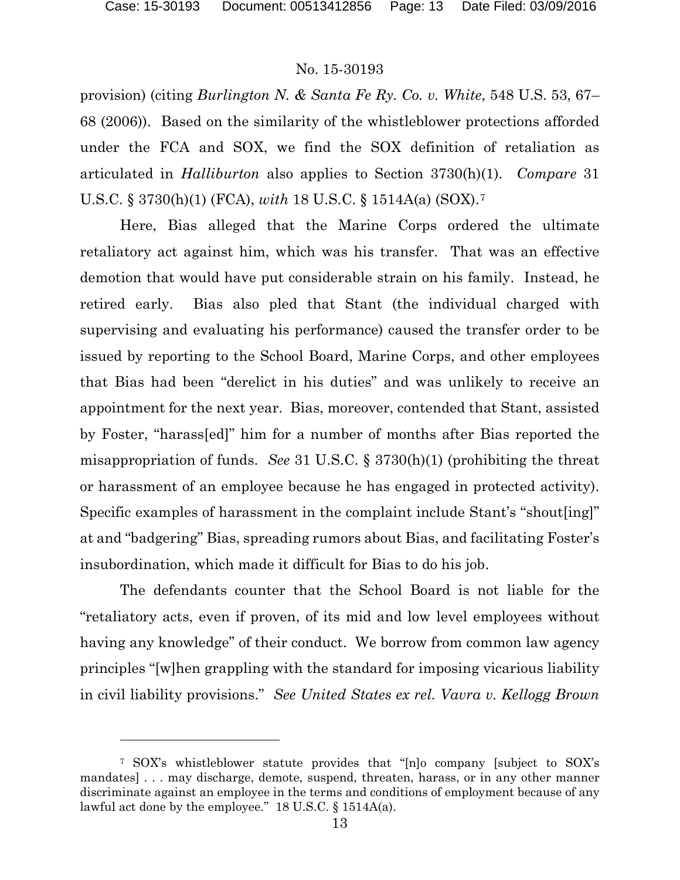provision) (citing *Burlington N. & Santa Fe Ry. Co. v. White*, 548 U.S. 53, 67–68 (2006)). Based on the similarity of the whistleblower protections afforded under the FCA and SOX, we find the SOX definition of retaliation as articulated in *Halliburton* also applies to Section 3730(h)(1). *Compare* 31 U.S.C. § 3730(h)(1) (FCA), *with* 18 U.S.C. § 1514A(a) (SOX).[7]

Here, Bias alleged that the Marine Corps ordered the ultimate retaliatory act against him, which was his transfer. That was an effective demotion that would have put considerable strain on his family. Instead, he retired early. Bias also pled that Stant (the individual charged with supervising and evaluating his performance) caused the transfer order to be issued by reporting to the School Board, Marine Corps, and other employees that Bias had been "derelict in his duties" and was unlikely to receive an appointment for the next year. Bias, moreover, contended that Stant, assisted by Foster, "harass[ed]" him for a number of months after Bias reported the misappropriation of funds. *See* 31 U.S.C. § 3730(h)(1) (prohibiting the threat or harassment of an employee because he has engaged in protected activity). Specific examples of harassment in the complaint include Stant's "shout[ing]" at and "badgering" Bias, spreading rumors about Bias, and facilitating Foster's insubordination, which made it difficult for Bias to do his job.

The defendants counter that the School Board is not liable for the "retaliatory acts, even if proven, of its mid and low level employees without having any knowledge" of their conduct. We borrow from common law agency principles "[w]hen grappling with the standard for imposing vicarious liability in civil liability provisions." *See United States ex rel. Vavra v. Kellogg Brown*

---

[7] SOX's whistleblower statute provides that "[n]o company [subject to SOX's mandates] . . . may discharge, demote, suspend, threaten, harass, or in any other manner discriminate against an employee in the terms and conditions of employment because of any lawful act done by the employee." 18 U.S.C. § 1514A(a).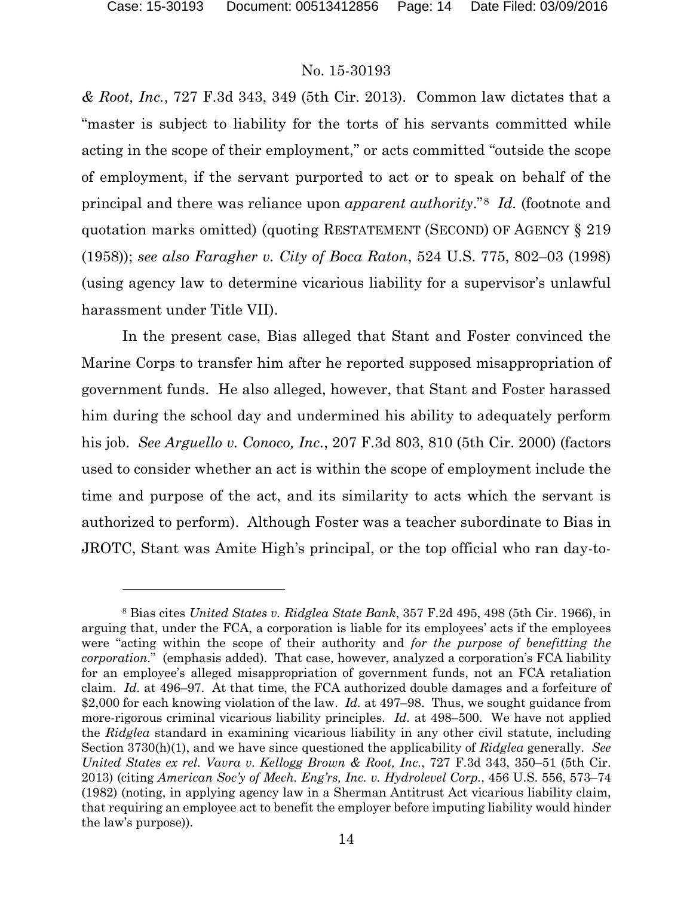*& Root, Inc.*, 727 F.3d 343, 349 (5th Cir. 2013). Common law dictates that a "master is subject to liability for the torts of his servants committed while acting in the scope of their employment," or acts committed "outside the scope of employment, if the servant purported to act or to speak on behalf of the principal and there was reliance upon *apparent authority*."[8] *Id.* (footnote and quotation marks omitted) (quoting RESTATEMENT (SECOND) OF AGENCY § 219 (1958)); *see also Faragher v. City of Boca Raton*, 524 U.S. 775, 802–03 (1998) (using agency law to determine vicarious liability for a supervisor's unlawful harassment under Title VII).

In the present case, Bias alleged that Stant and Foster convinced the Marine Corps to transfer him after he reported supposed misappropriation of government funds. He also alleged, however, that Stant and Foster harassed him during the school day and undermined his ability to adequately perform his job. *See Arguello v. Conoco, Inc.*, 207 F.3d 803, 810 (5th Cir. 2000) (factors used to consider whether an act is within the scope of employment include the time and purpose of the act, and its similarity to acts which the servant is authorized to perform). Although Foster was a teacher subordinate to Bias in JROTC, Stant was Amite High's principal, or the top official who ran day-to-

---

[8] Bias cites *United States v. Ridglea State Bank*, 357 F.2d 495, 498 (5th Cir. 1966), in arguing that, under the FCA, a corporation is liable for its employees' acts if the employees were "acting within the scope of their authority and *for the purpose of benefitting the corporation*." (emphasis added). That case, however, analyzed a corporation's FCA liability for an employee's alleged misappropriation of government funds, not an FCA retaliation claim. *Id.* at 496–97. At that time, the FCA authorized double damages and a forfeiture of $2,000 for each knowing violation of the law. *Id.* at 497–98. Thus, we sought guidance from more-rigorous criminal vicarious liability principles. *Id.* at 498–500. We have not applied the *Ridglea* standard in examining vicarious liability in any other civil statute, including Section 3730(h)(1), and we have since questioned the applicability of *Ridglea* generally. *See United States ex rel. Vavra v. Kellogg Brown & Root, Inc.*, 727 F.3d 343, 350–51 (5th Cir. 2013) (citing *American Soc'y of Mech. Eng'rs, Inc. v. Hydrolevel Corp.*, 456 U.S. 556, 573–74 (1982) (noting, in applying agency law in a Sherman Antitrust Act vicarious liability claim, that requiring an employee act to benefit the employer before imputing liability would hinder the law's purpose)).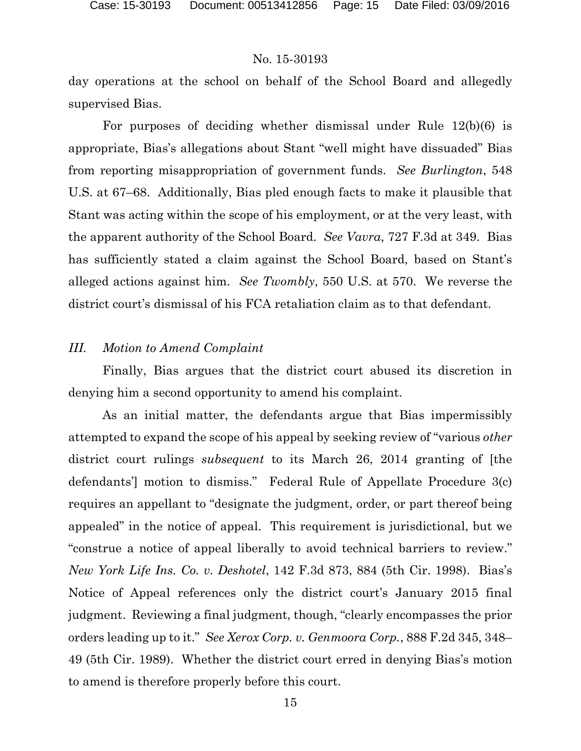day operations at the school on behalf of the School Board and allegedly supervised Bias.

For purposes of deciding whether dismissal under Rule 12(b)(6) is appropriate, Bias's allegations about Stant "well might have dissuaded" Bias from reporting misappropriation of government funds. *See Burlington*, 548 U.S. at 67–68. Additionally, Bias pled enough facts to make it plausible that Stant was acting within the scope of his employment, or at the very least, with the apparent authority of the School Board. *See Vavra*, 727 F.3d at 349. Bias has sufficiently stated a claim against the School Board, based on Stant's alleged actions against him. *See Twombly*, 550 U.S. at 570. We reverse the district court's dismissal of his FCA retaliation claim as to that defendant.

### *III. Motion to Amend Complaint*

Finally, Bias argues that the district court abused its discretion in denying him a second opportunity to amend his complaint.

As an initial matter, the defendants argue that Bias impermissibly attempted to expand the scope of his appeal by seeking review of "various *other* district court rulings *subsequent* to its March 26, 2014 granting of [the defendants'] motion to dismiss." Federal Rule of Appellate Procedure 3(c) requires an appellant to "designate the judgment, order, or part thereof being appealed" in the notice of appeal. This requirement is jurisdictional, but we "construe a notice of appeal liberally to avoid technical barriers to review." *New York Life Ins. Co. v. Deshotel*, 142 F.3d 873, 884 (5th Cir. 1998). Bias's Notice of Appeal references only the district court's January 2015 final judgment. Reviewing a final judgment, though, "clearly encompasses the prior orders leading up to it." *See Xerox Corp. v. Genmoora Corp.*, 888 F.2d 345, 348–49 (5th Cir. 1989). Whether the district court erred in denying Bias's motion to amend is therefore properly before this court.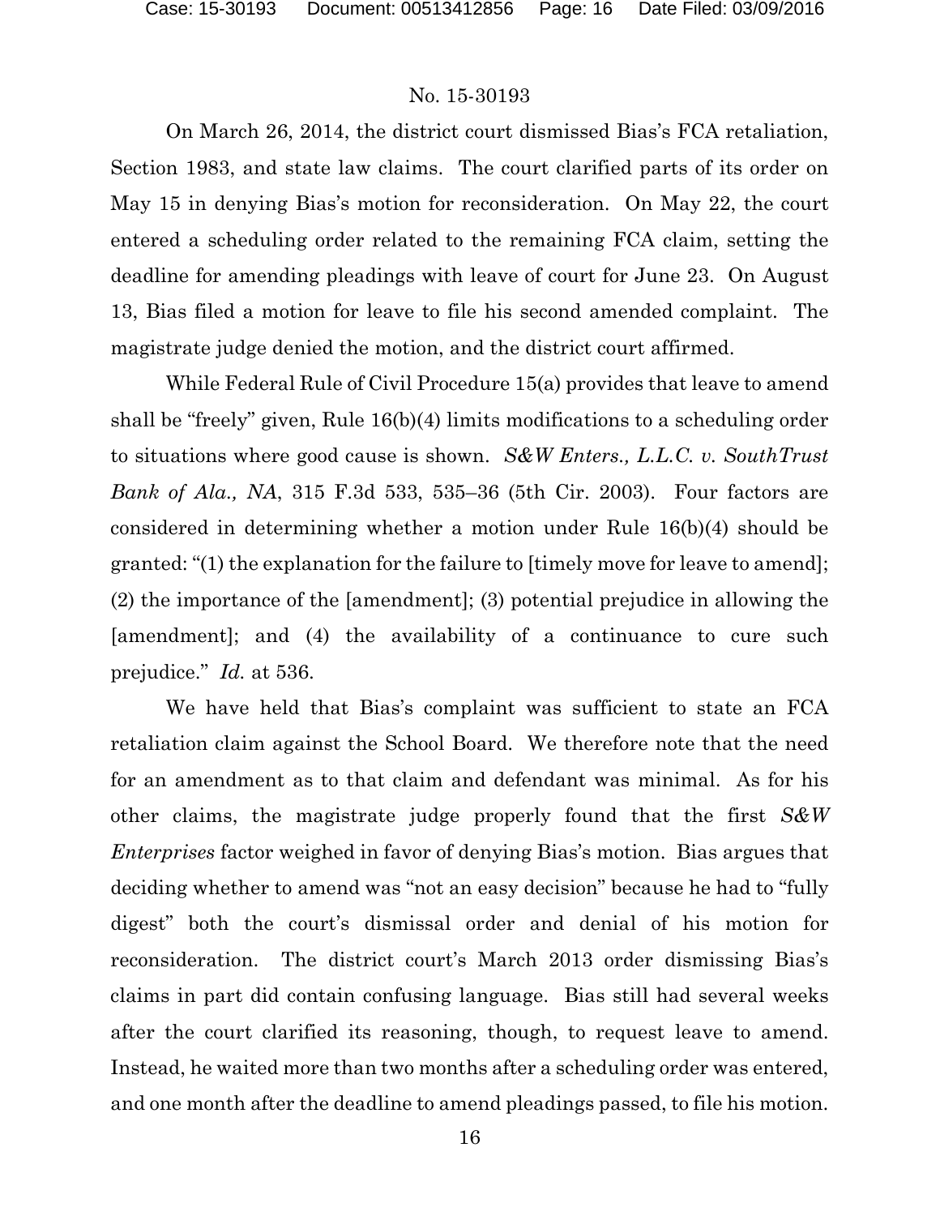On March 26, 2014, the district court dismissed Bias's FCA retaliation, Section 1983, and state law claims. The court clarified parts of its order on May 15 in denying Bias's motion for reconsideration. On May 22, the court entered a scheduling order related to the remaining FCA claim, setting the deadline for amending pleadings with leave of court for June 23. On August 13, Bias filed a motion for leave to file his second amended complaint. The magistrate judge denied the motion, and the district court affirmed.

While Federal Rule of Civil Procedure 15(a) provides that leave to amend shall be "freely" given, Rule 16(b)(4) limits modifications to a scheduling order to situations where good cause is shown. *S&W Enters., L.L.C. v. SouthTrust Bank of Ala., NA*, 315 F.3d 533, 535–36 (5th Cir. 2003). Four factors are considered in determining whether a motion under Rule 16(b)(4) should be granted: "(1) the explanation for the failure to [timely move for leave to amend]; (2) the importance of the [amendment]; (3) potential prejudice in allowing the [amendment]; and (4) the availability of a continuance to cure such prejudice." *Id.* at 536.

We have held that Bias's complaint was sufficient to state an FCA retaliation claim against the School Board. We therefore note that the need for an amendment as to that claim and defendant was minimal. As for his other claims, the magistrate judge properly found that the first *S&W Enterprises* factor weighed in favor of denying Bias's motion. Bias argues that deciding whether to amend was "not an easy decision" because he had to "fully digest" both the court's dismissal order and denial of his motion for reconsideration. The district court's March 2013 order dismissing Bias's claims in part did contain confusing language. Bias still had several weeks after the court clarified its reasoning, though, to request leave to amend. Instead, he waited more than two months after a scheduling order was entered, and one month after the deadline to amend pleadings passed, to file his motion.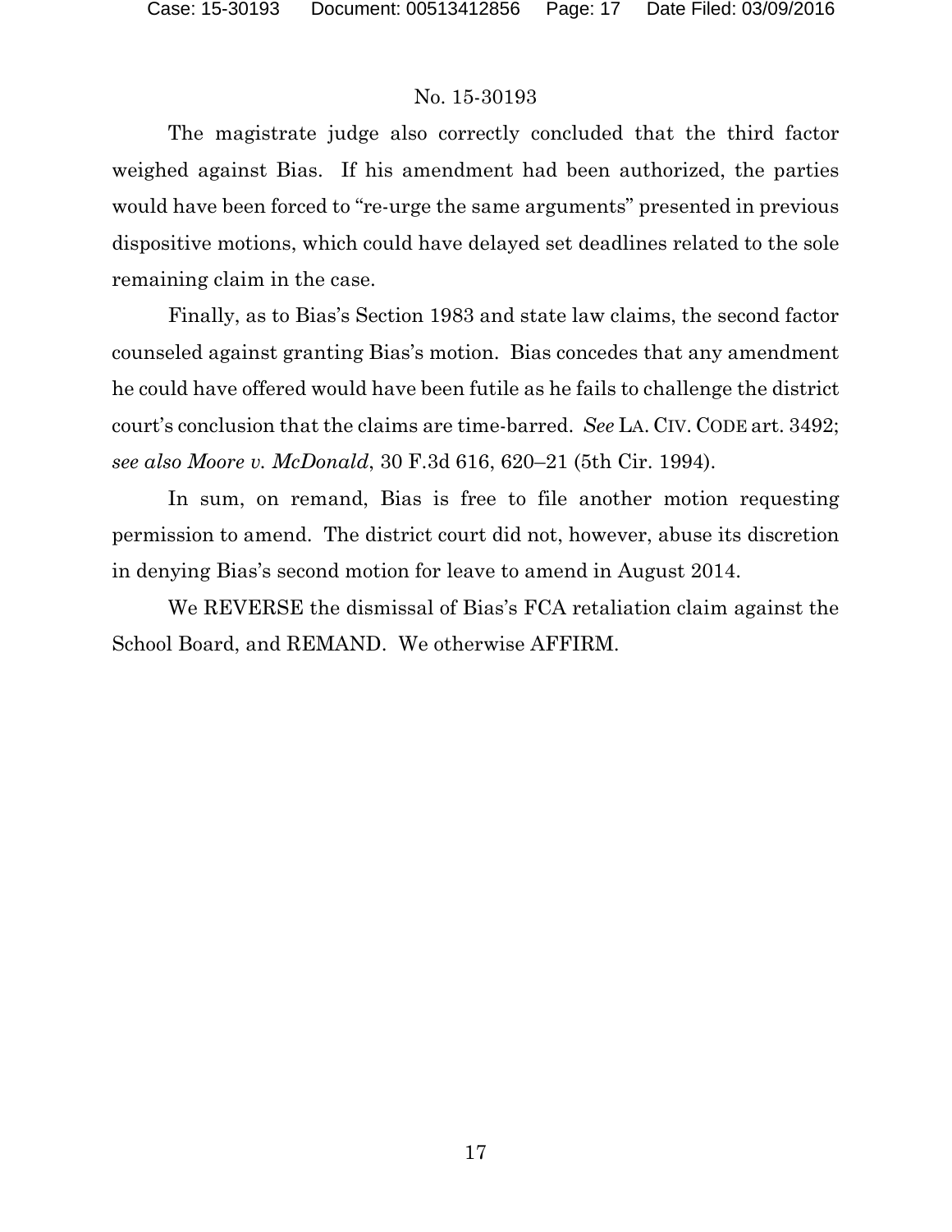The magistrate judge also correctly concluded that the third factor weighed against Bias. If his amendment had been authorized, the parties would have been forced to "re-urge the same arguments" presented in previous dispositive motions, which could have delayed set deadlines related to the sole remaining claim in the case.

Finally, as to Bias's Section 1983 and state law claims, the second factor counseled against granting Bias's motion. Bias concedes that any amendment he could have offered would have been futile as he fails to challenge the district court's conclusion that the claims are time-barred. *See* LA. CIV. CODE art. 3492; *see also Moore v. McDonald*, 30 F.3d 616, 620–21 (5th Cir. 1994).

In sum, on remand, Bias is free to file another motion requesting permission to amend. The district court did not, however, abuse its discretion in denying Bias's second motion for leave to amend in August 2014.

We REVERSE the dismissal of Bias's FCA retaliation claim against the School Board, and REMAND. We otherwise AFFIRM.